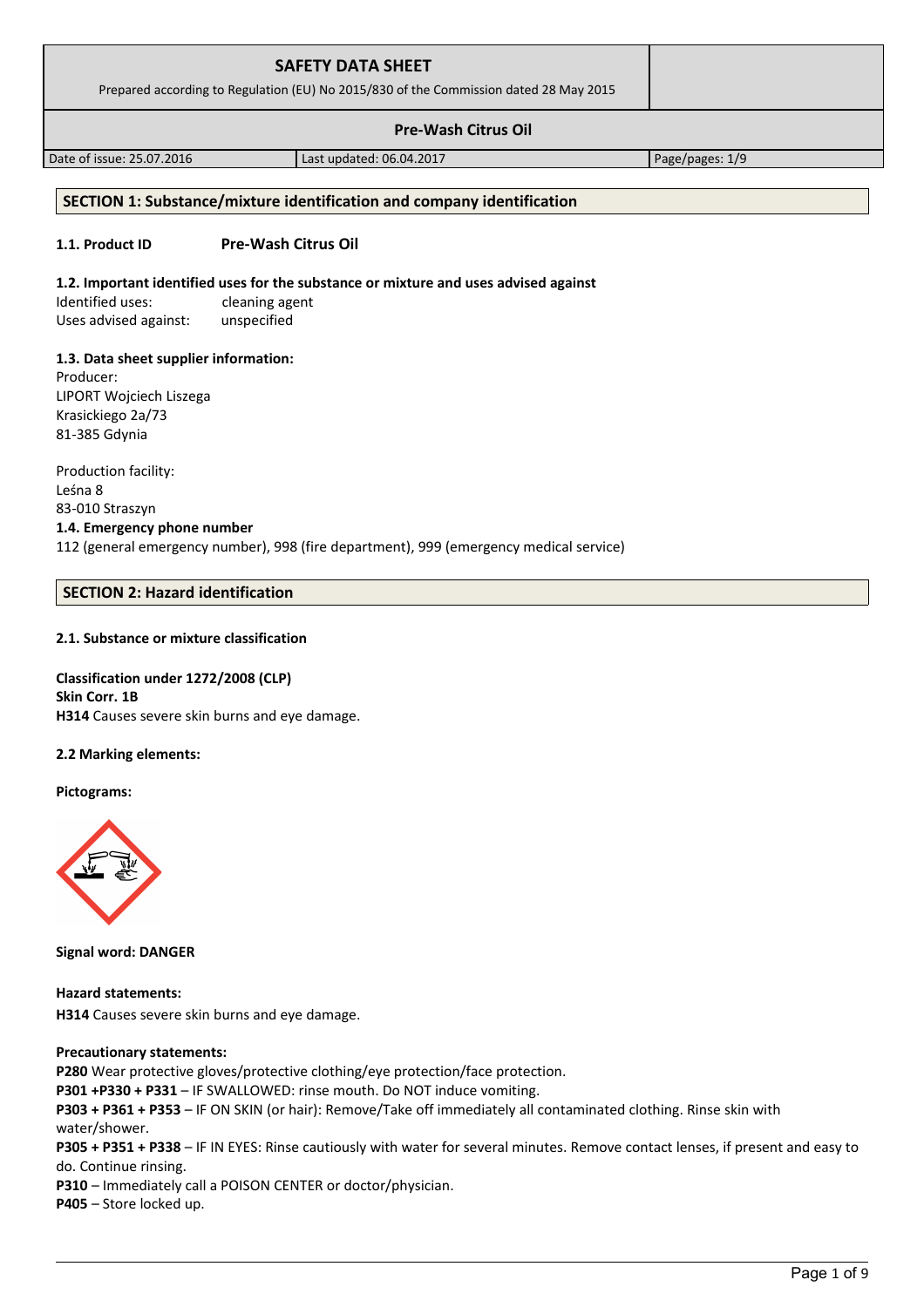# SAFETY DATA SHEET

Prepared according to Regulation (EU) No 2015/830 of the Commission dated 28 May 2015

## Pre-Wash Citrus Oil

| Date of issue: 25.07.2016 | Last updated: 06.04.2017 | Page/pages: 1/9 |
|---|---|---|

## SECTION 1: Substance/mixture identification and company identification

**1.1. Product ID** **Pre-Wash Citrus Oil**

**1.2. Important identified uses for the substance or mixture and uses advised against**

Identified uses: cleaning agent
Uses advised against: unspecified

**1.3. Data sheet supplier information:**

Producer:
LIPORT Wojciech Liszega
Krasickiego 2a/73
81-385 Gdynia

Production facility:
Leśna 8
83-010 Straszyn

**1.4. Emergency phone number**

112 (general emergency number), 998 (fire department), 999 (emergency medical service)

## SECTION 2: Hazard identification

**2.1. Substance or mixture classification**

**Classification under 1272/2008 (CLP)**
**Skin Corr. 1B**
**H314** Causes severe skin burns and eye damage.

**2.2 Marking elements:**

**Pictograms:**

**Signal word: DANGER**

**Hazard statements:**
**H314** Causes severe skin burns and eye damage.

**Precautionary statements:**
**P280** Wear protective gloves/protective clothing/eye protection/face protection.
**P301 +P330 + P331** – IF SWALLOWED: rinse mouth. Do NOT induce vomiting.
**P303 + P361 + P353** – IF ON SKIN (or hair): Remove/Take off immediately all contaminated clothing. Rinse skin with water/shower.
**P305 + P351 + P338** – IF IN EYES: Rinse cautiously with water for several minutes. Remove contact lenses, if present and easy to do. Continue rinsing.
**P310** – Immediately call a POISON CENTER or doctor/physician.
**P405** – Store locked up.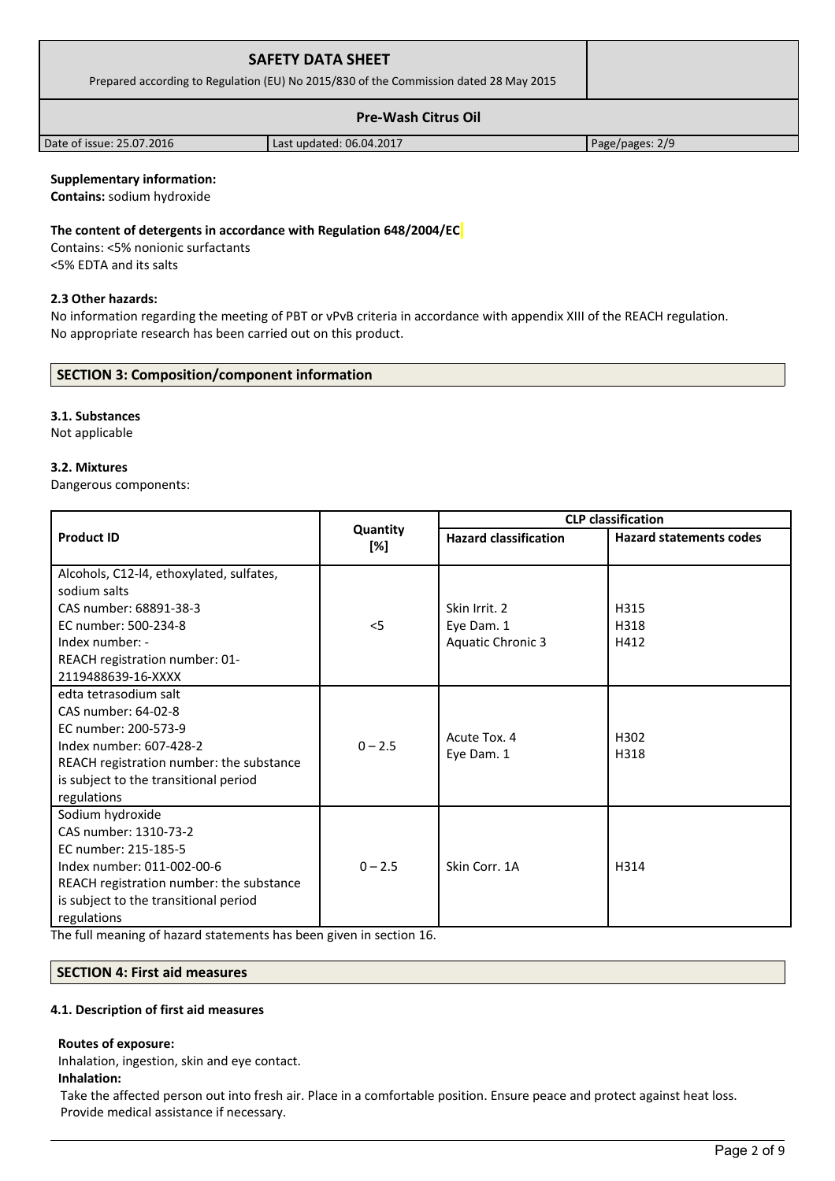**Supplementary information:**
**Contains:** sodium hydroxide

**The content of detergents in accordance with Regulation 648/2004/EC**
Contains: <5% nonionic surfactants
<5% EDTA and its salts

**2.3 Other hazards:**
No information regarding the meeting of PBT or vPvB criteria in accordance with appendix XIII of the REACH regulation.
No appropriate research has been carried out on this product.

## SECTION 3: Composition/component information

**3.1. Substances**
Not applicable

**3.2. Mixtures**
Dangerous components:

| Product ID | Quantity [%] | CLP classification | |
|---|---|---|---|
| | | Hazard classification | Hazard statements codes |
| Alcohols, C12-l4, ethoxylated, sulfates, sodium salts<br>CAS number: 68891-38-3<br>EC number: 500-234-8<br>Index number: -<br>REACH registration number: 01-2119488639-16-XXXX | <5 | Skin Irrit. 2<br>Eye Dam. 1<br>Aquatic Chronic 3 | H315<br>H318<br>H412 |
| edta tetrasodium salt<br>CAS number: 64-02-8<br>EC number: 200-573-9<br>Index number: 607-428-2<br>REACH registration number: the substance is subject to the transitional period regulations | 0 – 2.5 | Acute Tox. 4<br>Eye Dam. 1 | H302<br>H318 |
| Sodium hydroxide<br>CAS number: 1310-73-2<br>EC number: 215-185-5<br>Index number: 011-002-00-6<br>REACH registration number: the substance is subject to the transitional period regulations | 0 – 2.5 | Skin Corr. 1A | H314 |

The full meaning of hazard statements has been given in section 16.

## SECTION 4: First aid measures

**4.1. Description of first aid measures**

**Routes of exposure:**
Inhalation, ingestion, skin and eye contact.
**Inhalation:**
Take the affected person out into fresh air. Place in a comfortable position. Ensure peace and protect against heat loss. Provide medical assistance if necessary.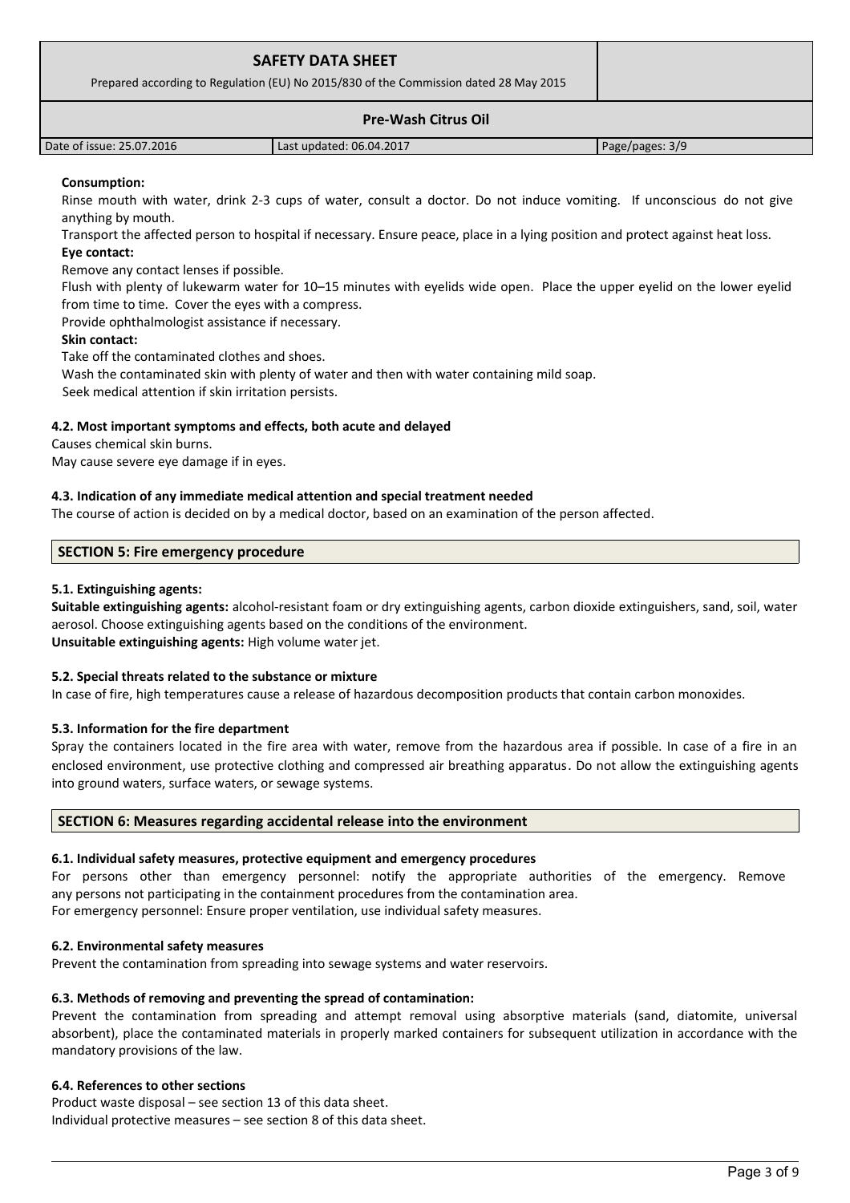**Consumption:**

Rinse mouth with water, drink 2-3 cups of water, consult a doctor. Do not induce vomiting. If unconscious do not give anything by mouth.

Transport the affected person to hospital if necessary. Ensure peace, place in a lying position and protect against heat loss.

**Eye contact:**

Remove any contact lenses if possible.

Flush with plenty of lukewarm water for 10–15 minutes with eyelids wide open. Place the upper eyelid on the lower eyelid from time to time. Cover the eyes with a compress.

Provide ophthalmologist assistance if necessary.

**Skin contact:**

Take off the contaminated clothes and shoes.

Wash the contaminated skin with plenty of water and then with water containing mild soap.

Seek medical attention if skin irritation persists.

### 4.2. Most important symptoms and effects, both acute and delayed

Causes chemical skin burns.

May cause severe eye damage if in eyes.

### 4.3. Indication of any immediate medical attention and special treatment needed

The course of action is decided on by a medical doctor, based on an examination of the person affected.

## SECTION 5: Fire emergency procedure

### 5.1. Extinguishing agents:

**Suitable extinguishing agents:** alcohol-resistant foam or dry extinguishing agents, carbon dioxide extinguishers, sand, soil, water aerosol. Choose extinguishing agents based on the conditions of the environment.

**Unsuitable extinguishing agents:** High volume water jet.

### 5.2. Special threats related to the substance or mixture

In case of fire, high temperatures cause a release of hazardous decomposition products that contain carbon monoxides.

### 5.3. Information for the fire department

Spray the containers located in the fire area with water, remove from the hazardous area if possible. In case of a fire in an enclosed environment, use protective clothing and compressed air breathing apparatus. Do not allow the extinguishing agents into ground waters, surface waters, or sewage systems.

## SECTION 6: Measures regarding accidental release into the environment

### 6.1. Individual safety measures, protective equipment and emergency procedures

For persons other than emergency personnel: notify the appropriate authorities of the emergency. Remove any persons not participating in the containment procedures from the contamination area.

For emergency personnel: Ensure proper ventilation, use individual safety measures.

### 6.2. Environmental safety measures

Prevent the contamination from spreading into sewage systems and water reservoirs.

### 6.3. Methods of removing and preventing the spread of contamination:

Prevent the contamination from spreading and attempt removal using absorptive materials (sand, diatomite, universal absorbent), place the contaminated materials in properly marked containers for subsequent utilization in accordance with the mandatory provisions of the law.

### 6.4. References to other sections

Product waste disposal – see section 13 of this data sheet.

Individual protective measures – see section 8 of this data sheet.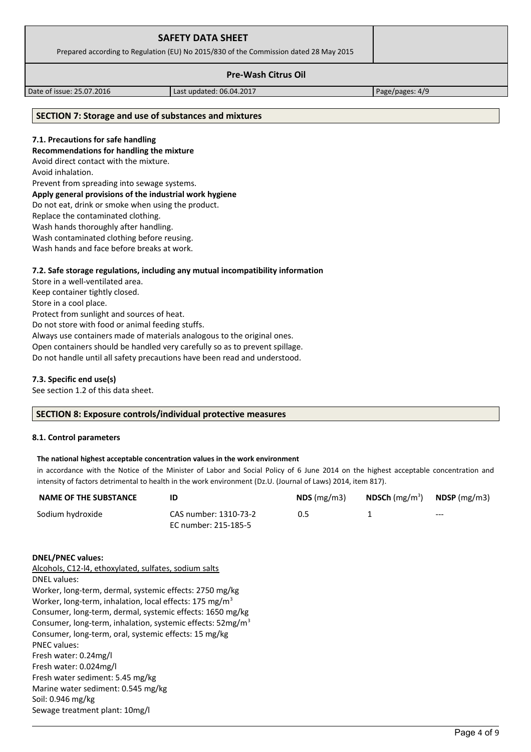## SECTION 7: Storage and use of substances and mixtures

### 7.1. Precautions for safe handling

**Recommendations for handling the mixture**

Avoid direct contact with the mixture.
Avoid inhalation.
Prevent from spreading into sewage systems.

**Apply general provisions of the industrial work hygiene**

Do not eat, drink or smoke when using the product.
Replace the contaminated clothing.
Wash hands thoroughly after handling.
Wash contaminated clothing before reusing.
Wash hands and face before breaks at work.

### 7.2. Safe storage regulations, including any mutual incompatibility information

Store in a well-ventilated area.
Keep container tightly closed.
Store in a cool place.
Protect from sunlight and sources of heat.
Do not store with food or animal feeding stuffs.
Always use containers made of materials analogous to the original ones.
Open containers should be handled very carefully so as to prevent spillage.
Do not handle until all safety precautions have been read and understood.

### 7.3. Specific end use(s)

See section 1.2 of this data sheet.

## SECTION 8: Exposure controls/individual protective measures

### 8.1. Control parameters

**The national highest acceptable concentration values in the work environment**

in accordance with the Notice of the Minister of Labor and Social Policy of 6 June 2014 on the highest acceptable concentration and intensity of factors detrimental to health in the work environment (Dz.U. (Journal of Laws) 2014, item 817).

| NAME OF THE SUBSTANCE | ID | NDS (mg/m3) | NDSCh (mg/$m^3$) | NDSP (mg/m3) |
|---|---|---|---|---|
| Sodium hydroxide | CAS number: 1310-73-2<br>EC number: 215-185-5 | 0.5 | 1 | --- |

**DNEL/PNEC values:**

Alcohols, C12-l4, ethoxylated, sulfates, sodium salts

DNEL values:
Worker, long-term, dermal, systemic effects: 2750 mg/kg
Worker, long-term, inhalation, local effects: 175 mg/$m^3$
Consumer, long-term, dermal, systemic effects: 1650 mg/kg
Consumer, long-term, inhalation, systemic effects: 52mg/$m^3$
Consumer, long-term, oral, systemic effects: 15 mg/kg

PNEC values:
Fresh water: 0.24mg/l
Fresh water: 0.024mg/l
Fresh water sediment: 5.45 mg/kg
Marine water sediment: 0.545 mg/kg
Soil: 0.946 mg/kg
Sewage treatment plant: 10mg/l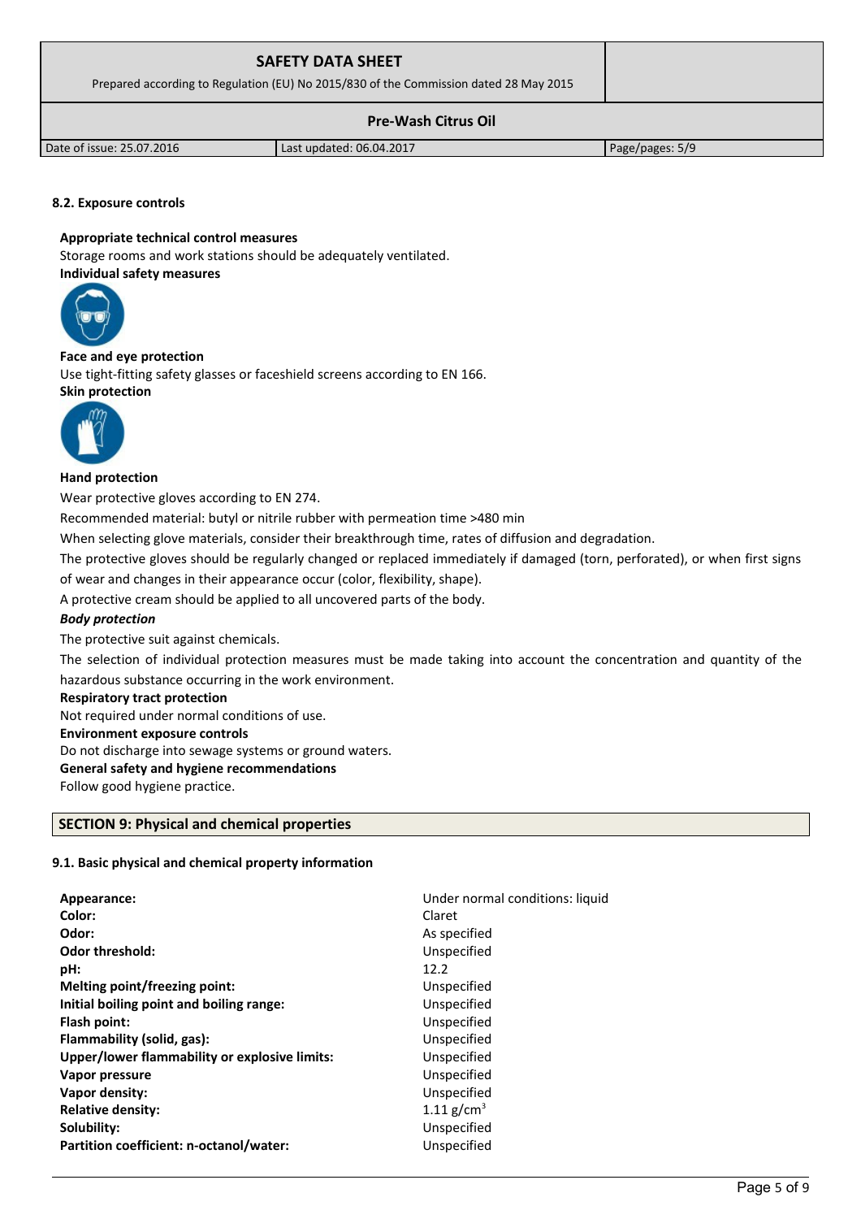#### 8.2. Exposure controls

**Appropriate technical control measures**

Storage rooms and work stations should be adequately ventilated.

**Individual safety measures**

**Face and eye protection**

Use tight-fitting safety glasses or faceshield screens according to EN 166.

**Skin protection**

**Hand protection**

Wear protective gloves according to EN 274.

Recommended material: butyl or nitrile rubber with permeation time >480 min

When selecting glove materials, consider their breakthrough time, rates of diffusion and degradation.

The protective gloves should be regularly changed or replaced immediately if damaged (torn, perforated), or when first signs of wear and changes in their appearance occur (color, flexibility, shape).

A protective cream should be applied to all uncovered parts of the body.

***Body protection***

The protective suit against chemicals.

The selection of individual protection measures must be made taking into account the concentration and quantity of the hazardous substance occurring in the work environment.

**Respiratory tract protection**

Not required under normal conditions of use.

**Environment exposure controls**

Do not discharge into sewage systems or ground waters.

**General safety and hygiene recommendations**

Follow good hygiene practice.

## SECTION 9: Physical and chemical properties

#### 9.1. Basic physical and chemical property information

| | |
|---|---|
| **Appearance:** | Under normal conditions: liquid |
| **Color:** | Claret |
| **Odor:** | As specified |
| **Odor threshold:** | Unspecified |
| **pH:** | 12.2 |
| **Melting point/freezing point:** | Unspecified |
| **Initial boiling point and boiling range:** | Unspecified |
| **Flash point:** | Unspecified |
| **Flammability (solid, gas):** | Unspecified |
| **Upper/lower flammability or explosive limits:** | Unspecified |
| **Vapor pressure** | Unspecified |
| **Vapor density:** | Unspecified |
| **Relative density:** | 1.11 $g/cm^3$ |
| **Solubility:** | Unspecified |
| **Partition coefficient: n-octanol/water:** | Unspecified |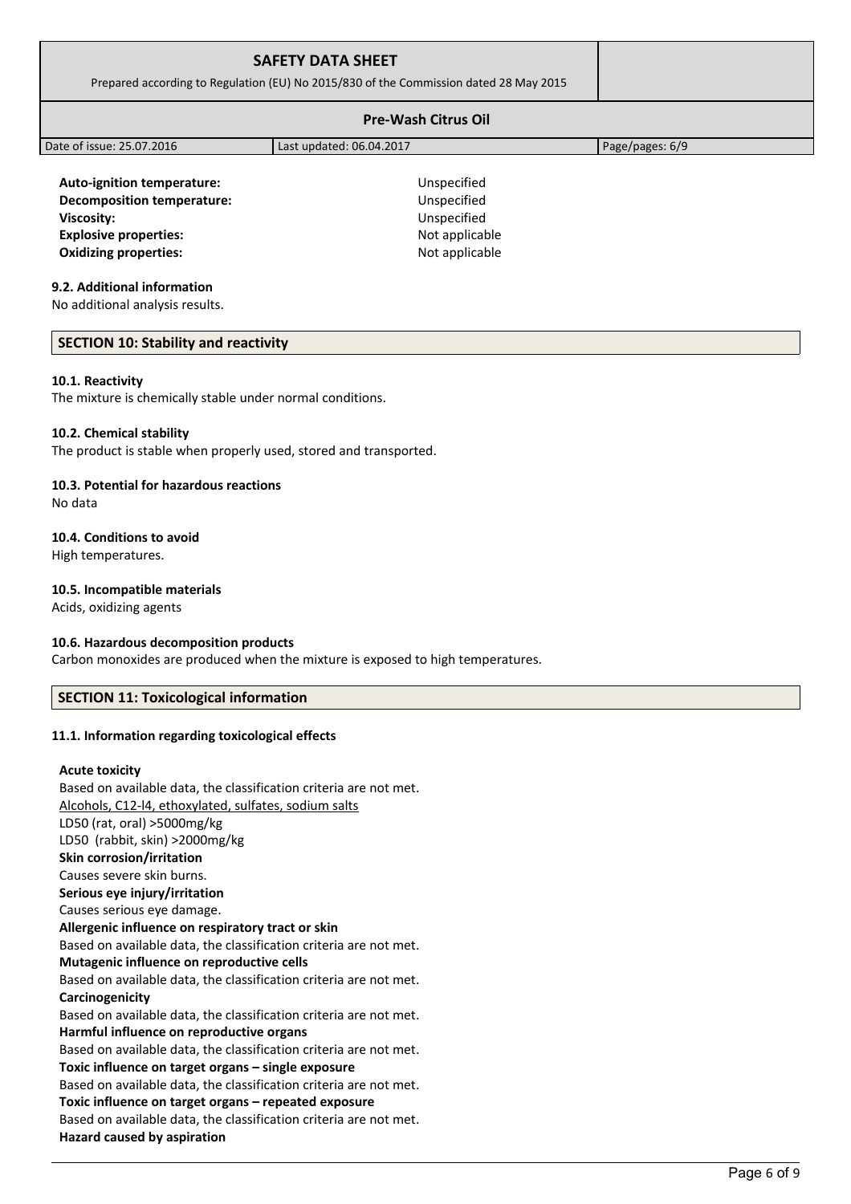| | |
|---|---|
| **Auto-ignition temperature:** | Unspecified |
| **Decomposition temperature:** | Unspecified |
| **Viscosity:** | Unspecified |
| **Explosive properties:** | Not applicable |
| **Oxidizing properties:** | Not applicable |

### 9.2. Additional information

No additional analysis results.

## SECTION 10: Stability and reactivity

### 10.1. Reactivity

The mixture is chemically stable under normal conditions.

### 10.2. Chemical stability

The product is stable when properly used, stored and transported.

### 10.3. Potential for hazardous reactions

No data

### 10.4. Conditions to avoid

High temperatures.

### 10.5. Incompatible materials

Acids, oxidizing agents

### 10.6. Hazardous decomposition products

Carbon monoxides are produced when the mixture is exposed to high temperatures.

## SECTION 11: Toxicological information

### 11.1. Information regarding toxicological effects

**Acute toxicity**
Based on available data, the classification criteria are not met.
Alcohols, C12-l4, ethoxylated, sulfates, sodium salts
LD50 (rat, oral) >5000mg/kg
LD50 (rabbit, skin) >2000mg/kg

**Skin corrosion/irritation**
Causes severe skin burns.

**Serious eye injury/irritation**
Causes serious eye damage.

**Allergenic influence on respiratory tract or skin**
Based on available data, the classification criteria are not met.

**Mutagenic influence on reproductive cells**
Based on available data, the classification criteria are not met.

**Carcinogenicity**
Based on available data, the classification criteria are not met.

**Harmful influence on reproductive organs**
Based on available data, the classification criteria are not met.

**Toxic influence on target organs – single exposure**
Based on available data, the classification criteria are not met.

**Toxic influence on target organs – repeated exposure**
Based on available data, the classification criteria are not met.

**Hazard caused by aspiration**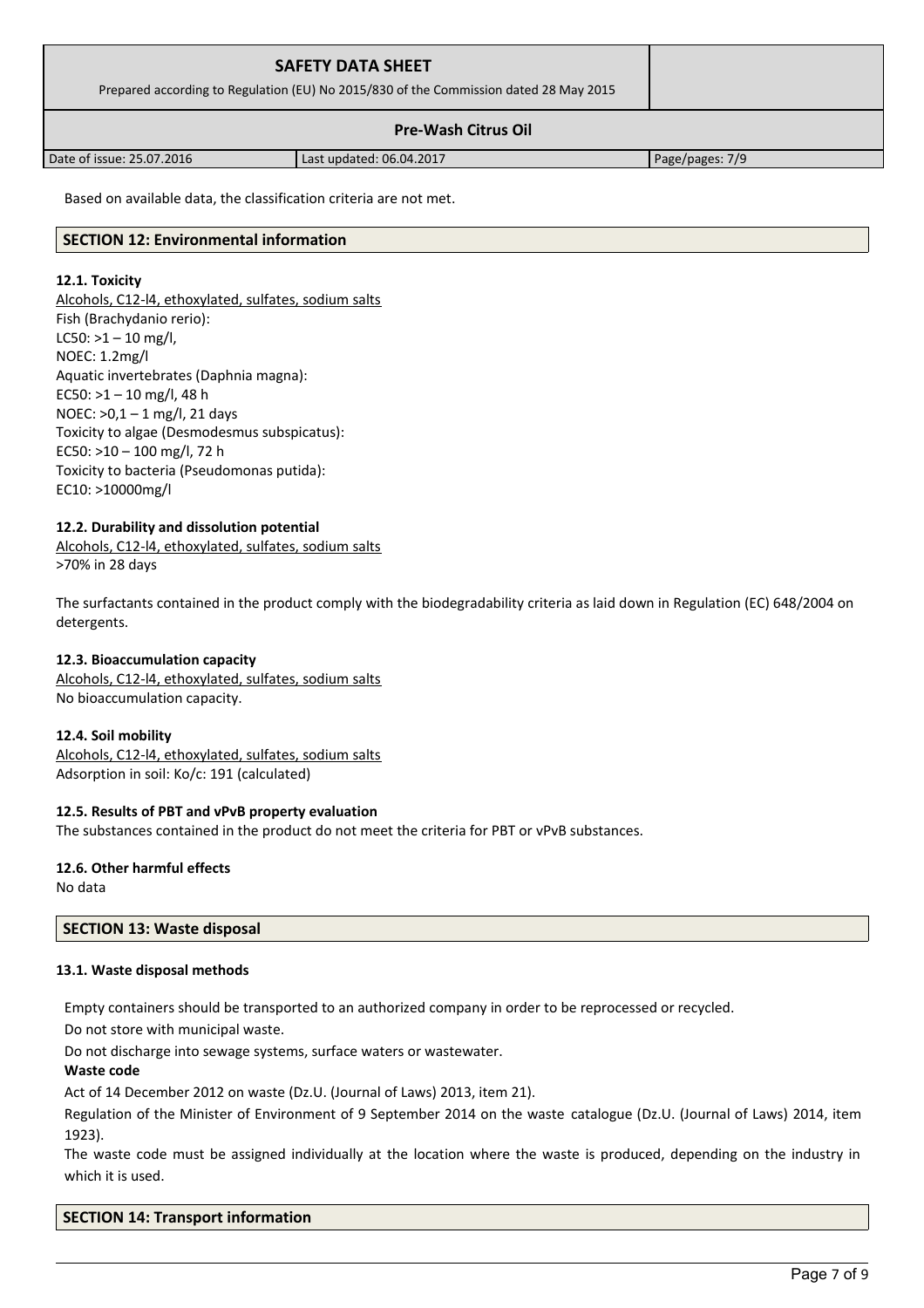Based on available data, the classification criteria are not met.

## SECTION 12: Environmental information

### 12.1. Toxicity

Alcohols, C12-l4, ethoxylated, sulfates, sodium salts
Fish (Brachydanio rerio):
LC50: >1 – 10 mg/l,
NOEC: 1.2mg/l
Aquatic invertebrates (Daphnia magna):
EC50: >1 – 10 mg/l, 48 h
NOEC: >0,1 – 1 mg/l, 21 days
Toxicity to algae (Desmodesmus subspicatus):
EC50: >10 – 100 mg/l, 72 h
Toxicity to bacteria (Pseudomonas putida):
EC10: >10000mg/l

### 12.2. Durability and dissolution potential

Alcohols, C12-l4, ethoxylated, sulfates, sodium salts
>70% in 28 days

The surfactants contained in the product comply with the biodegradability criteria as laid down in Regulation (EC) 648/2004 on detergents.

### 12.3. Bioaccumulation capacity

Alcohols, C12-l4, ethoxylated, sulfates, sodium salts
No bioaccumulation capacity.

### 12.4. Soil mobility

Alcohols, C12-l4, ethoxylated, sulfates, sodium salts
Adsorption in soil: Ko/c: 191 (calculated)

### 12.5. Results of PBT and vPvB property evaluation

The substances contained in the product do not meet the criteria for PBT or vPvB substances.

### 12.6. Other harmful effects

No data

## SECTION 13: Waste disposal

### 13.1. Waste disposal methods

Empty containers should be transported to an authorized company in order to be reprocessed or recycled.

Do not store with municipal waste.

Do not discharge into sewage systems, surface waters or wastewater.

**Waste code**

Act of 14 December 2012 on waste (Dz.U. (Journal of Laws) 2013, item 21).

Regulation of the Minister of Environment of 9 September 2014 on the waste catalogue (Dz.U. (Journal of Laws) 2014, item 1923).

The waste code must be assigned individually at the location where the waste is produced, depending on the industry in which it is used.

## SECTION 14: Transport information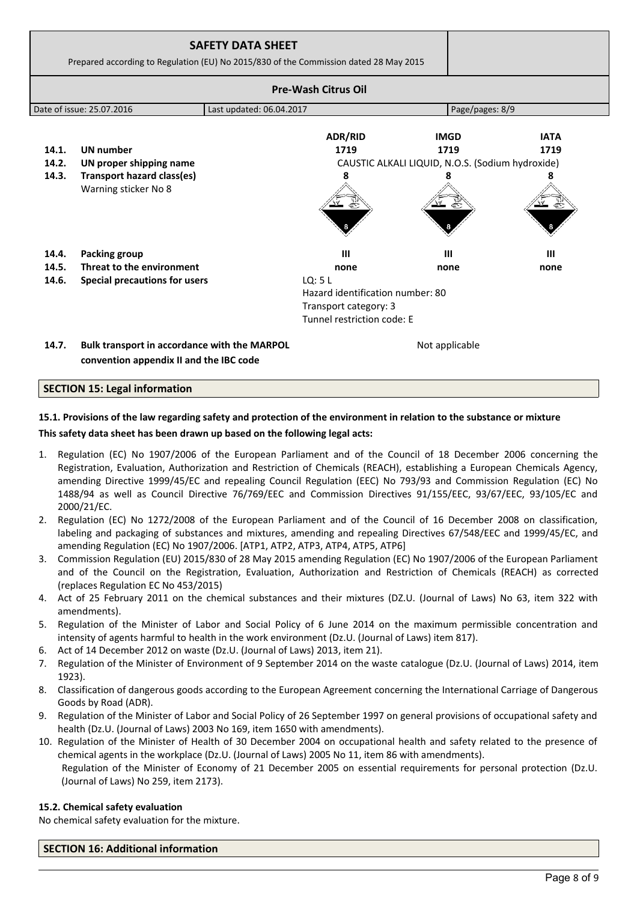| | | ADR/RID | IMGD | IATA |
|---|---|---|---|---|
| **14.1.** | **UN number** | **1719** | **1719** | **1719** |
| **14.2.** | **UN proper shipping name** | CAUSTIC ALKALI LIQUID, N.O.S. (Sodium hydroxide) | | |
| **14.3.** | **Transport hazard class(es)** Warning sticker No 8 | **8** | **8** | **8** |
| **14.4.** | **Packing group** | **III** | **III** | **III** |
| **14.5.** | **Threat to the environment** | **none** | **none** | **none** |
| **14.6.** | **Special precautions for users** | LQ: 5 L<br>Hazard identification number: 80<br>Transport category: 3<br>Tunnel restriction code: E | | |
| **14.7.** | **Bulk transport in accordance with the MARPOL convention appendix II and the IBC code** | Not applicable | | |

## SECTION 15: Legal information

### 15.1. Provisions of the law regarding safety and protection of the environment in relation to the substance or mixture

**This safety data sheet has been drawn up based on the following legal acts:**

1. Regulation (EC) No 1907/2006 of the European Parliament and of the Council of 18 December 2006 concerning the Registration, Evaluation, Authorization and Restriction of Chemicals (REACH), establishing a European Chemicals Agency, amending Directive 1999/45/EC and repealing Council Regulation (EEC) No 793/93 and Commission Regulation (EC) No 1488/94 as well as Council Directive 76/769/EEC and Commission Directives 91/155/EEC, 93/67/EEC, 93/105/EC and 2000/21/EC.
2. Regulation (EC) No 1272/2008 of the European Parliament and of the Council of 16 December 2008 on classification, labeling and packaging of substances and mixtures, amending and repealing Directives 67/548/EEC and 1999/45/EC, and amending Regulation (EC) No 1907/2006. [ATP1, ATP2, ATP3, ATP4, ATP5, ATP6]
3. Commission Regulation (EU) 2015/830 of 28 May 2015 amending Regulation (EC) No 1907/2006 of the European Parliament and of the Council on the Registration, Evaluation, Authorization and Restriction of Chemicals (REACH) as corrected (replaces Regulation EC No 453/2015)
4. Act of 25 February 2011 on the chemical substances and their mixtures (DZ.U. (Journal of Laws) No 63, item 322 with amendments).
5. Regulation of the Minister of Labor and Social Policy of 6 June 2014 on the maximum permissible concentration and intensity of agents harmful to health in the work environment (Dz.U. (Journal of Laws) item 817).
6. Act of 14 December 2012 on waste (Dz.U. (Journal of Laws) 2013, item 21).
7. Regulation of the Minister of Environment of 9 September 2014 on the waste catalogue (Dz.U. (Journal of Laws) 2014, item 1923).
8. Classification of dangerous goods according to the European Agreement concerning the International Carriage of Dangerous Goods by Road (ADR).
9. Regulation of the Minister of Labor and Social Policy of 26 September 1997 on general provisions of occupational safety and health (Dz.U. (Journal of Laws) 2003 No 169, item 1650 with amendments).
10. Regulation of the Minister of Health of 30 December 2004 on occupational health and safety related to the presence of chemical agents in the workplace (Dz.U. (Journal of Laws) 2005 No 11, item 86 with amendments).
    Regulation of the Minister of Economy of 21 December 2005 on essential requirements for personal protection (Dz.U. (Journal of Laws) No 259, item 2173).

### 15.2. Chemical safety evaluation

No chemical safety evaluation for the mixture.

## SECTION 16: Additional information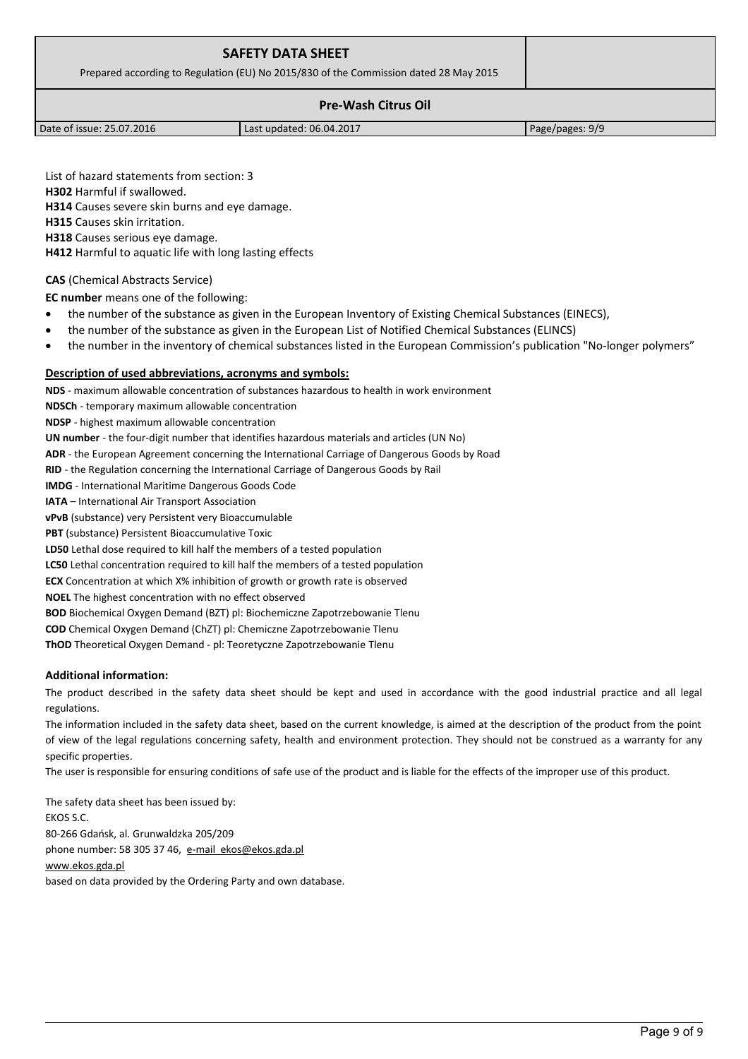List of hazard statements from section: 3

**H302** Harmful if swallowed.

**H314** Causes severe skin burns and eye damage.

**H315** Causes skin irritation.

**H318** Causes serious eye damage.

**H412** Harmful to aquatic life with long lasting effects

**CAS** (Chemical Abstracts Service)

**EC number** means one of the following:

- the number of the substance as given in the European Inventory of Existing Chemical Substances (EINECS),
- the number of the substance as given in the European List of Notified Chemical Substances (ELINCS)
- the number in the inventory of chemical substances listed in the European Commission's publication "No-longer polymers"

### Description of used abbreviations, acronyms and symbols:

**NDS** - maximum allowable concentration of substances hazardous to health in work environment

**NDSCh** - temporary maximum allowable concentration

**NDSP** - highest maximum allowable concentration

**UN number** - the four-digit number that identifies hazardous materials and articles (UN No)

**ADR** - the European Agreement concerning the International Carriage of Dangerous Goods by Road

**RID** - the Regulation concerning the International Carriage of Dangerous Goods by Rail

**IMDG** - International Maritime Dangerous Goods Code

**IATA** – International Air Transport Association

**vPvB** (substance) very Persistent very Bioaccumulable

**PBT** (substance) Persistent Bioaccumulative Toxic

**LD50** Lethal dose required to kill half the members of a tested population

**LC50** Lethal concentration required to kill half the members of a tested population

**ECX** Concentration at which X% inhibition of growth or growth rate is observed

**NOEL** The highest concentration with no effect observed

**BOD** Biochemical Oxygen Demand (BZT) pl: Biochemiczne Zapotrzebowanie Tlenu

**COD** Chemical Oxygen Demand (ChZT) pl: Chemiczne Zapotrzebowanie Tlenu

**ThOD** Theoretical Oxygen Demand - pl: Teoretyczne Zapotrzebowanie Tlenu

### Additional information:

The product described in the safety data sheet should be kept and used in accordance with the good industrial practice and all legal regulations.

The information included in the safety data sheet, based on the current knowledge, is aimed at the description of the product from the point of view of the legal regulations concerning safety, health and environment protection. They should not be construed as a warranty for any specific properties.

The user is responsible for ensuring conditions of safe use of the product and is liable for the effects of the improper use of this product.

The safety data sheet has been issued by:
EKOS S.C.
80-266 Gdańsk, al. Grunwaldzka 205/209
phone number: 58 305 37 46, e-mail ekos@ekos.gda.pl
www.ekos.gda.pl
based on data provided by the Ordering Party and own database.